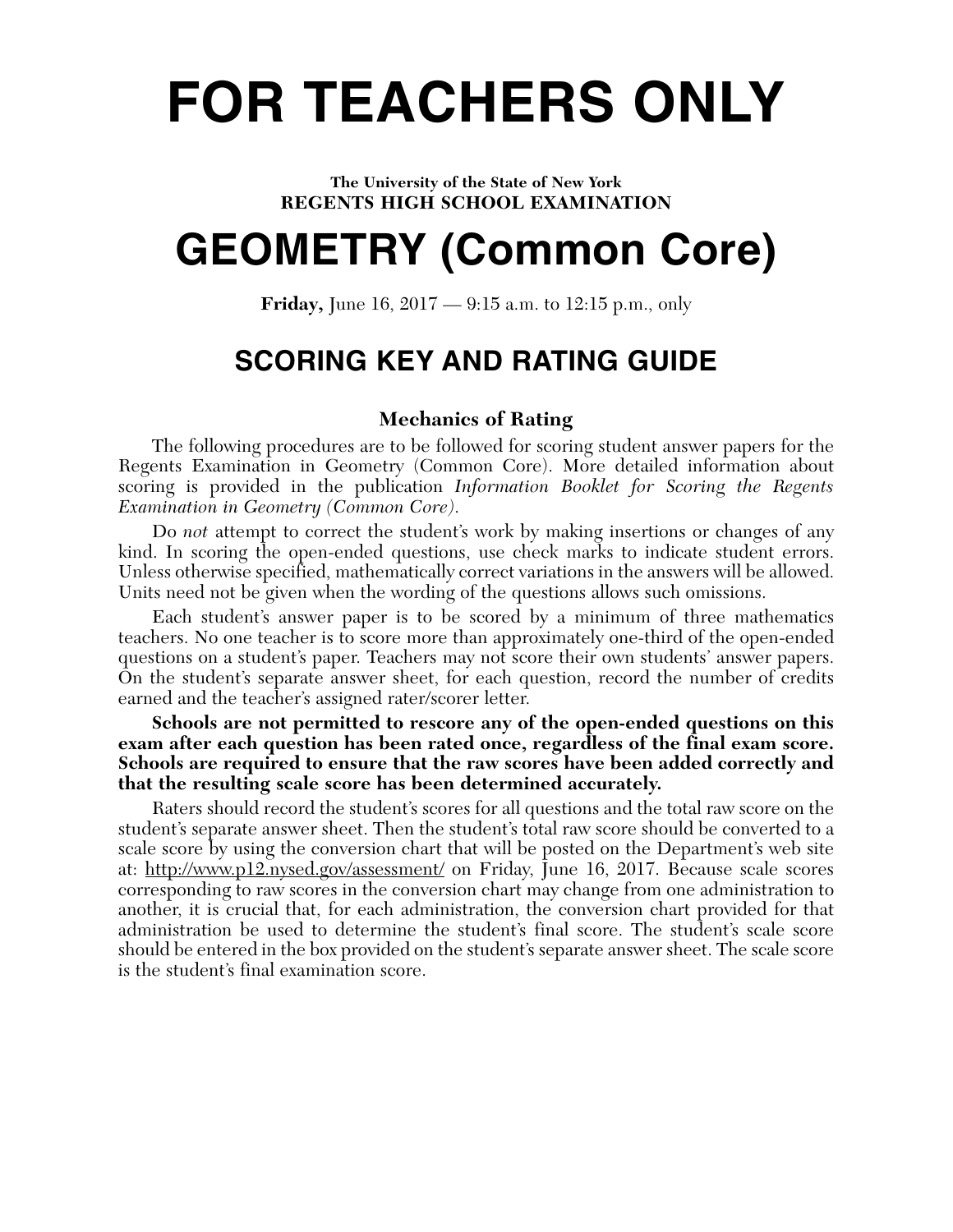# FOR TEACHERS ONLY

**The University of the State of New York**
**REGENTS HIGH SCHOOL EXAMINATION**

# GEOMETRY (Common Core)

**Friday,** June 16, 2017 — 9:15 a.m. to 12:15 p.m., only

## SCORING KEY AND RATING GUIDE

### Mechanics of Rating

The following procedures are to be followed for scoring student answer papers for the Regents Examination in Geometry (Common Core). More detailed information about scoring is provided in the publication *Information Booklet for Scoring the Regents Examination in Geometry (Common Core)*.

Do *not* attempt to correct the student's work by making insertions or changes of any kind. In scoring the open-ended questions, use check marks to indicate student errors. Unless otherwise specified, mathematically correct variations in the answers will be allowed. Units need not be given when the wording of the questions allows such omissions.

Each student's answer paper is to be scored by a minimum of three mathematics teachers. No one teacher is to score more than approximately one-third of the open-ended questions on a student's paper. Teachers may not score their own students' answer papers. On the student's separate answer sheet, for each question, record the number of credits earned and the teacher's assigned rater/scorer letter.

**Schools are not permitted to rescore any of the open-ended questions on this exam after each question has been rated once, regardless of the final exam score. Schools are required to ensure that the raw scores have been added correctly and that the resulting scale score has been determined accurately.**

Raters should record the student's scores for all questions and the total raw score on the student's separate answer sheet. Then the student's total raw score should be converted to a scale score by using the conversion chart that will be posted on the Department's web site at: http://www.p12.nysed.gov/assessment/ on Friday, June 16, 2017. Because scale scores corresponding to raw scores in the conversion chart may change from one administration to another, it is crucial that, for each administration, the conversion chart provided for that administration be used to determine the student's final score. The student's scale score should be entered in the box provided on the student's separate answer sheet. The scale score is the student's final examination score.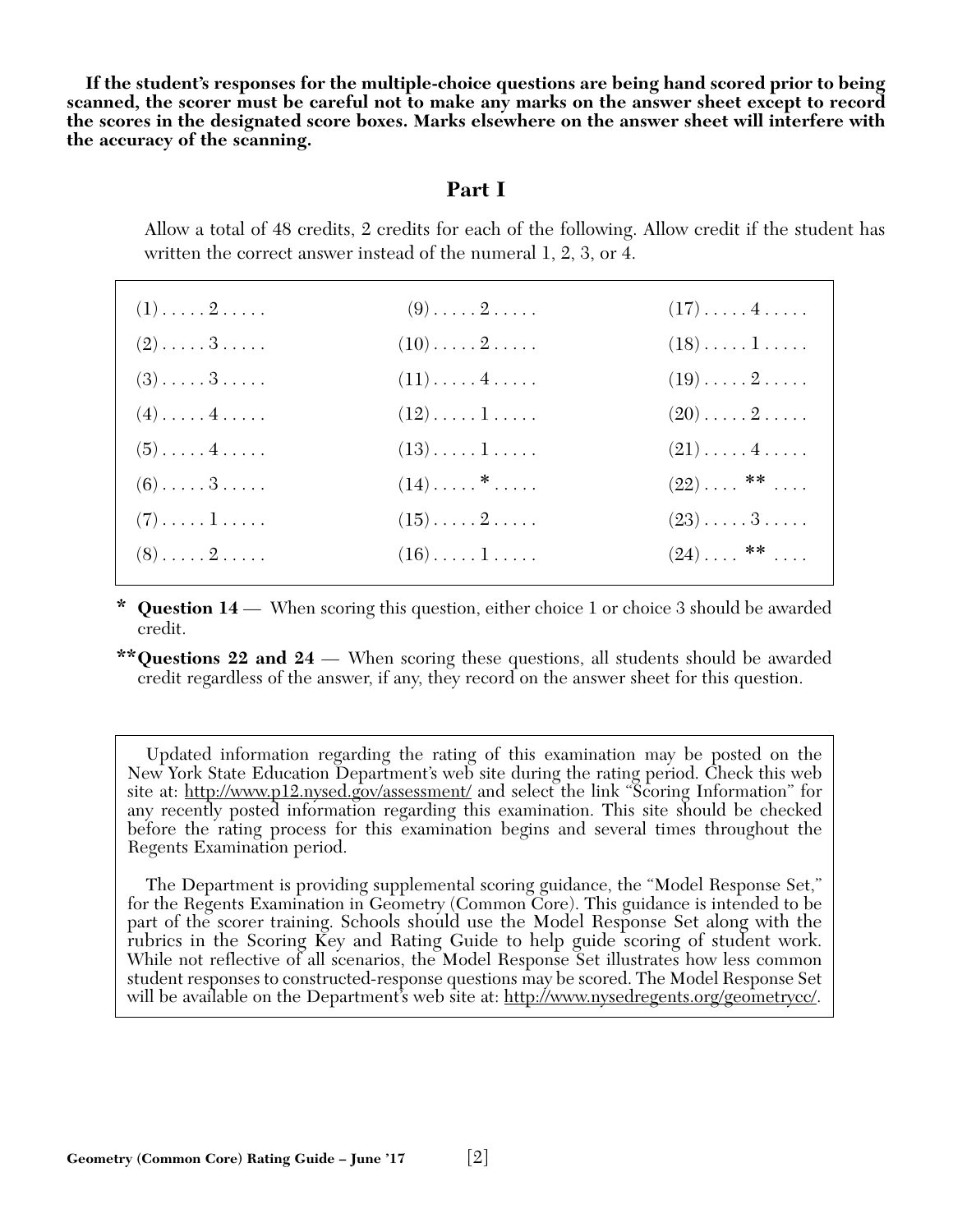**If the student's responses for the multiple-choice questions are being hand scored prior to being scanned, the scorer must be careful not to make any marks on the answer sheet except to record the scores in the designated score boxes. Marks elsewhere on the answer sheet will interfere with the accuracy of the scanning.**

## Part I

Allow a total of 48 credits, 2 credits for each of the following. Allow credit if the student has written the correct answer instead of the numeral 1, 2, 3, or 4.

| | | |
|---|---|---|
| (1) . . . . . 2 . . . . . | (9) . . . . . 2 . . . . . | (17) . . . . . 4 . . . . . |
| (2) . . . . . 3 . . . . . | (10) . . . . . 2 . . . . . | (18) . . . . . 1 . . . . . |
| (3) . . . . . 3 . . . . . | (11) . . . . . 4 . . . . . | (19) . . . . . 2 . . . . . |
| (4) . . . . . 4 . . . . . | (12) . . . . . 1 . . . . . | (20) . . . . . 2 . . . . . |
| (5) . . . . . 4 . . . . . | (13) . . . . . 1 . . . . . | (21) . . . . . 4 . . . . . |
| (6) . . . . . 3 . . . . . | (14) . . . . . * . . . . . | (22) . . . . ** . . . . |
| (7) . . . . . 1 . . . . . | (15) . . . . . 2 . . . . . | (23) . . . . . 3 . . . . . |
| (8) . . . . . 2 . . . . . | (16) . . . . . 1 . . . . . | (24) . . . . ** . . . . |

\* **Question 14** — When scoring this question, either choice 1 or choice 3 should be awarded credit.

\*\***Questions 22 and 24** — When scoring these questions, all students should be awarded credit regardless of the answer, if any, they record on the answer sheet for this question.

Updated information regarding the rating of this examination may be posted on the New York State Education Department's web site during the rating period. Check this web site at: http://www.p12.nysed.gov/assessment/ and select the link "Scoring Information" for any recently posted information regarding this examination. This site should be checked before the rating process for this examination begins and several times throughout the Regents Examination period.

The Department is providing supplemental scoring guidance, the "Model Response Set," for the Regents Examination in Geometry (Common Core). This guidance is intended to be part of the scorer training. Schools should use the Model Response Set along with the rubrics in the Scoring Key and Rating Guide to help guide scoring of student work. While not reflective of all scenarios, the Model Response Set illustrates how less common student responses to constructed-response questions may be scored. The Model Response Set will be available on the Department's web site at: http://www.nysedregents.org/geometrycc/.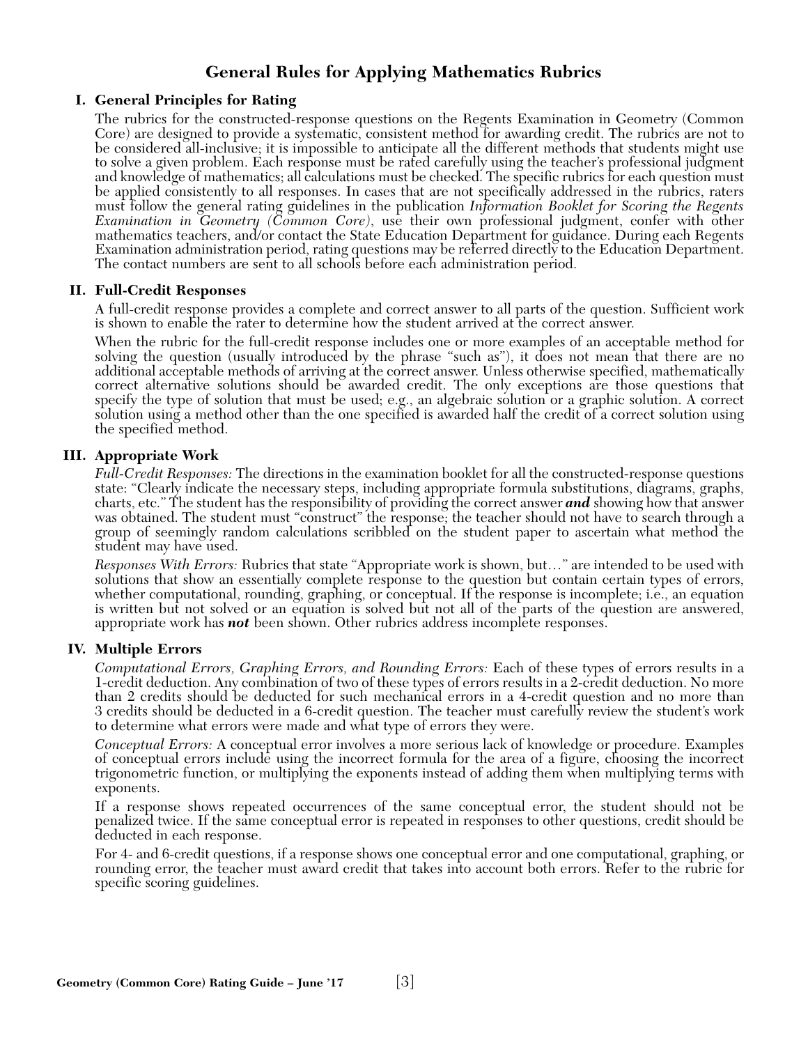# General Rules for Applying Mathematics Rubrics

## I. General Principles for Rating

The rubrics for the constructed-response questions on the Regents Examination in Geometry (Common Core) are designed to provide a systematic, consistent method for awarding credit. The rubrics are not to be considered all-inclusive; it is impossible to anticipate all the different methods that students might use to solve a given problem. Each response must be rated carefully using the teacher's professional judgment and knowledge of mathematics; all calculations must be checked. The specific rubrics for each question must be applied consistently to all responses. In cases that are not specifically addressed in the rubrics, raters must follow the general rating guidelines in the publication *Information Booklet for Scoring the Regents Examination in Geometry (Common Core)*, use their own professional judgment, confer with other mathematics teachers, and/or contact the State Education Department for guidance. During each Regents Examination administration period, rating questions may be referred directly to the Education Department. The contact numbers are sent to all schools before each administration period.

## II. Full-Credit Responses

A full-credit response provides a complete and correct answer to all parts of the question. Sufficient work is shown to enable the rater to determine how the student arrived at the correct answer.

When the rubric for the full-credit response includes one or more examples of an acceptable method for solving the question (usually introduced by the phrase "such as"), it does not mean that there are no additional acceptable methods of arriving at the correct answer. Unless otherwise specified, mathematically correct alternative solutions should be awarded credit. The only exceptions are those questions that specify the type of solution that must be used; e.g., an algebraic solution or a graphic solution. A correct solution using a method other than the one specified is awarded half the credit of a correct solution using the specified method.

## III. Appropriate Work

*Full-Credit Responses:* The directions in the examination booklet for all the constructed-response questions state: "Clearly indicate the necessary steps, including appropriate formula substitutions, diagrams, graphs, charts, etc." The student has the responsibility of providing the correct answer ***and*** showing how that answer was obtained. The student must "construct" the response; the teacher should not have to search through a group of seemingly random calculations scribbled on the student paper to ascertain what method the student may have used.

*Responses With Errors:* Rubrics that state "Appropriate work is shown, but…" are intended to be used with solutions that show an essentially complete response to the question but contain certain types of errors, whether computational, rounding, graphing, or conceptual. If the response is incomplete; i.e., an equation is written but not solved or an equation is solved but not all of the parts of the question are answered, appropriate work has ***not*** been shown. Other rubrics address incomplete responses.

## IV. Multiple Errors

*Computational Errors, Graphing Errors, and Rounding Errors:* Each of these types of errors results in a 1-credit deduction. Any combination of two of these types of errors results in a 2-credit deduction. No more than 2 credits should be deducted for such mechanical errors in a 4-credit question and no more than 3 credits should be deducted in a 6-credit question. The teacher must carefully review the student's work to determine what errors were made and what type of errors they were.

*Conceptual Errors:* A conceptual error involves a more serious lack of knowledge or procedure. Examples of conceptual errors include using the incorrect formula for the area of a figure, choosing the incorrect trigonometric function, or multiplying the exponents instead of adding them when multiplying terms with exponents.

If a response shows repeated occurrences of the same conceptual error, the student should not be penalized twice. If the same conceptual error is repeated in responses to other questions, credit should be deducted in each response.

For 4- and 6-credit questions, if a response shows one conceptual error and one computational, graphing, or rounding error, the teacher must award credit that takes into account both errors. Refer to the rubric for specific scoring guidelines.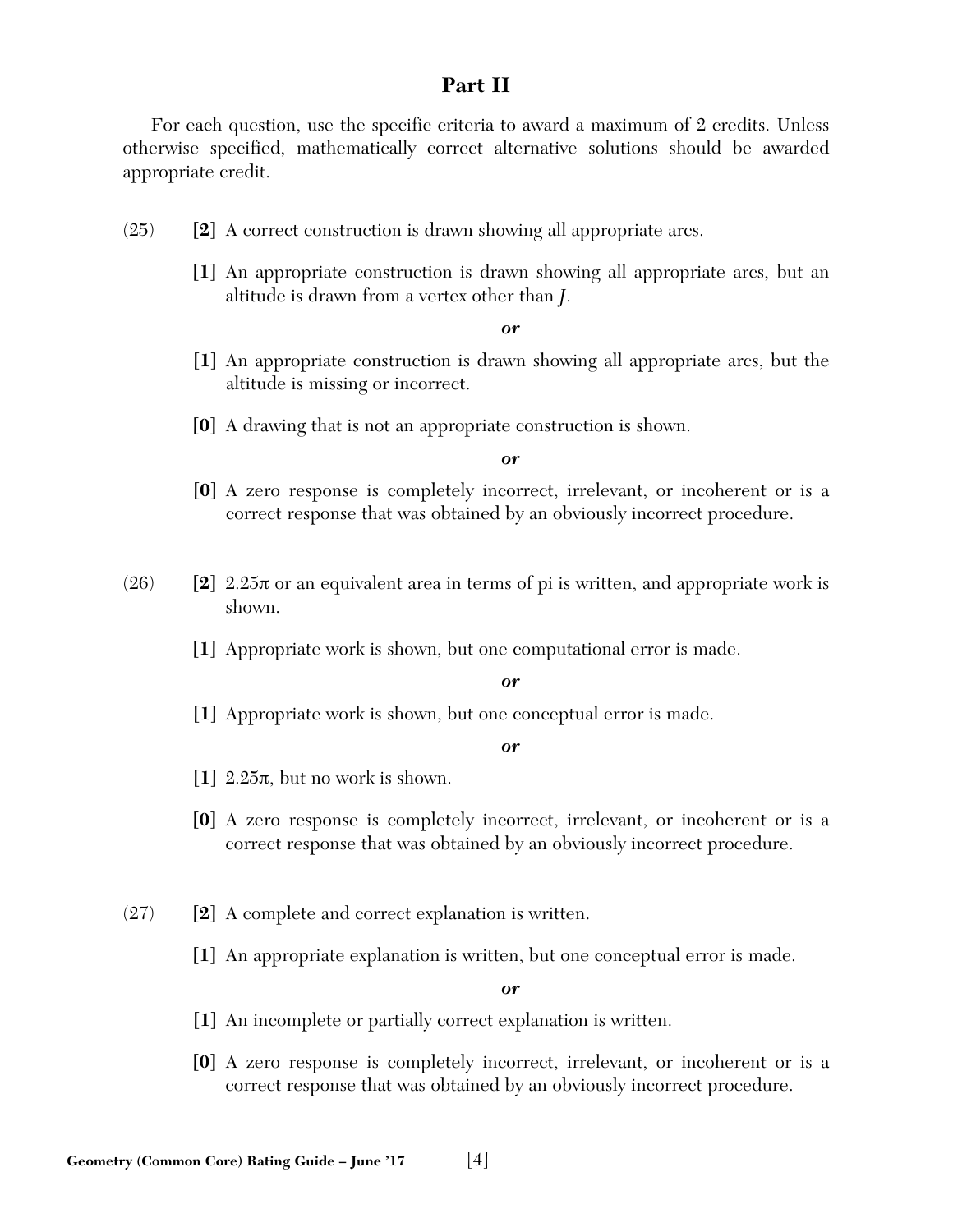## Part II

For each question, use the specific criteria to award a maximum of 2 credits. Unless otherwise specified, mathematically correct alternative solutions should be awarded appropriate credit.

(25) **[2]** A correct construction is drawn showing all appropriate arcs.

**[1]** An appropriate construction is drawn showing all appropriate arcs, but an altitude is drawn from a vertex other than $J$.

***or***

**[1]** An appropriate construction is drawn showing all appropriate arcs, but the altitude is missing or incorrect.

**[0]** A drawing that is not an appropriate construction is shown.

***or***

**[0]** A zero response is completely incorrect, irrelevant, or incoherent or is a correct response that was obtained by an obviously incorrect procedure.

(26) **[2]** $2.25\pi$ or an equivalent area in terms of pi is written, and appropriate work is shown.

**[1]** Appropriate work is shown, but one computational error is made.

***or***

**[1]** Appropriate work is shown, but one conceptual error is made.

***or***

**[1]** $2.25\pi$, but no work is shown.

**[0]** A zero response is completely incorrect, irrelevant, or incoherent or is a correct response that was obtained by an obviously incorrect procedure.

(27) **[2]** A complete and correct explanation is written.

**[1]** An appropriate explanation is written, but one conceptual error is made.

***or***

**[1]** An incomplete or partially correct explanation is written.

**[0]** A zero response is completely incorrect, irrelevant, or incoherent or is a correct response that was obtained by an obviously incorrect procedure.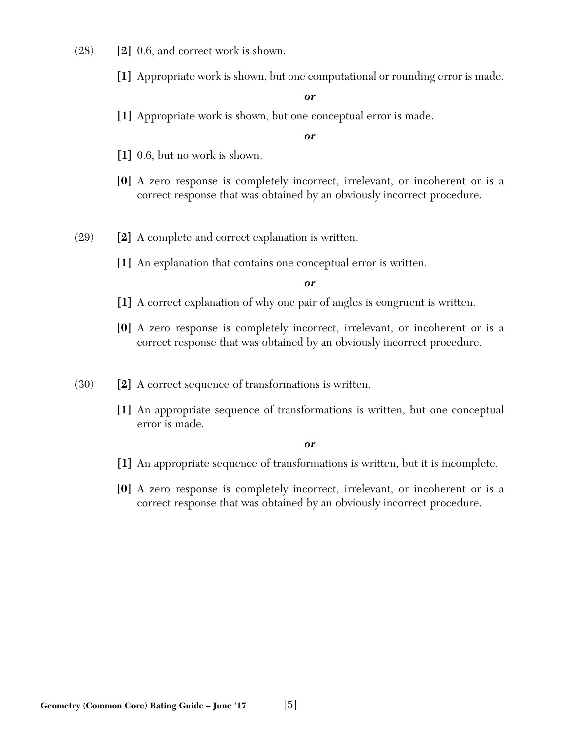(28) **[2]** 0.6, and correct work is shown.

**[1]** Appropriate work is shown, but one computational or rounding error is made.

***or***

**[1]** Appropriate work is shown, but one conceptual error is made.

***or***

**[1]** 0.6, but no work is shown.

**[0]** A zero response is completely incorrect, irrelevant, or incoherent or is a correct response that was obtained by an obviously incorrect procedure.

(29) **[2]** A complete and correct explanation is written.

**[1]** An explanation that contains one conceptual error is written.

***or***

**[1]** A correct explanation of why one pair of angles is congruent is written.

**[0]** A zero response is completely incorrect, irrelevant, or incoherent or is a correct response that was obtained by an obviously incorrect procedure.

(30) **[2]** A correct sequence of transformations is written.

**[1]** An appropriate sequence of transformations is written, but one conceptual error is made.

***or***

**[1]** An appropriate sequence of transformations is written, but it is incomplete.

**[0]** A zero response is completely incorrect, irrelevant, or incoherent or is a correct response that was obtained by an obviously incorrect procedure.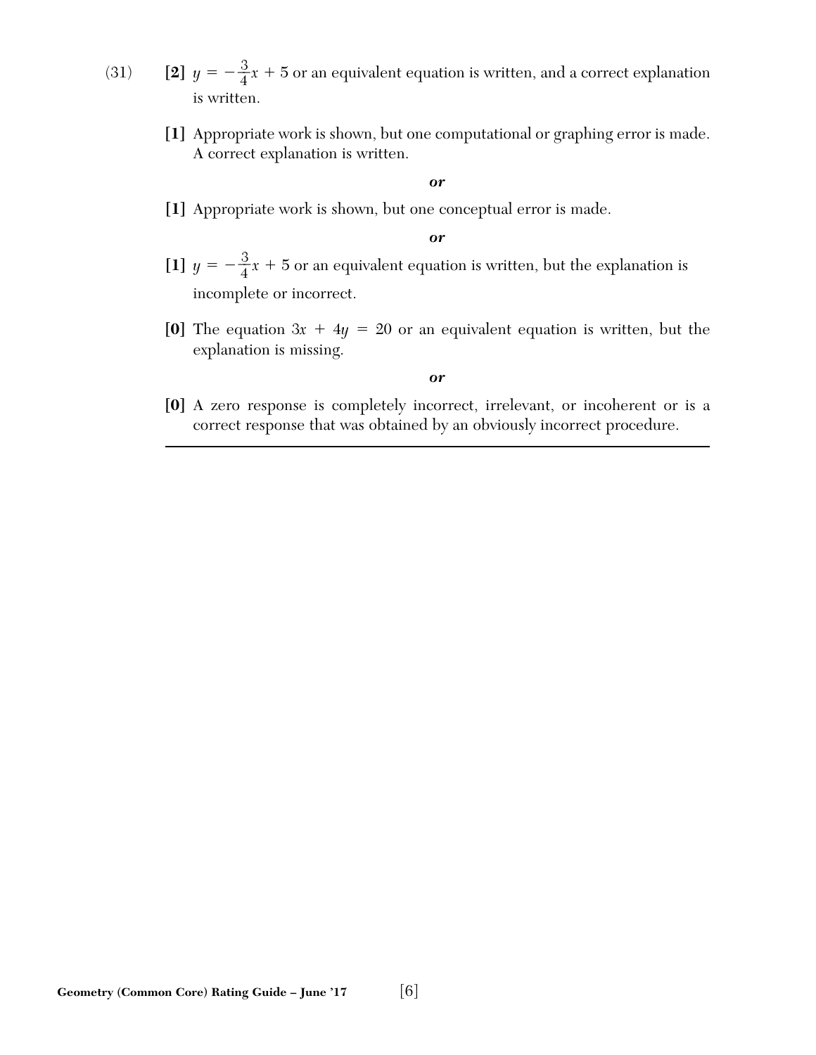(31) **[2]** $y = -\frac{3}{4}x + 5$ or an equivalent equation is written, and a correct explanation is written.

**[1]** Appropriate work is shown, but one computational or graphing error is made. A correct explanation is written.

***or***

**[1]** Appropriate work is shown, but one conceptual error is made.

***or***

**[1]** $y = -\frac{3}{4}x + 5$ or an equivalent equation is written, but the explanation is incomplete or incorrect.

**[0]** The equation $3x + 4y = 20$ or an equivalent equation is written, but the explanation is missing.

***or***

**[0]** A zero response is completely incorrect, irrelevant, or incoherent or is a correct response that was obtained by an obviously incorrect procedure.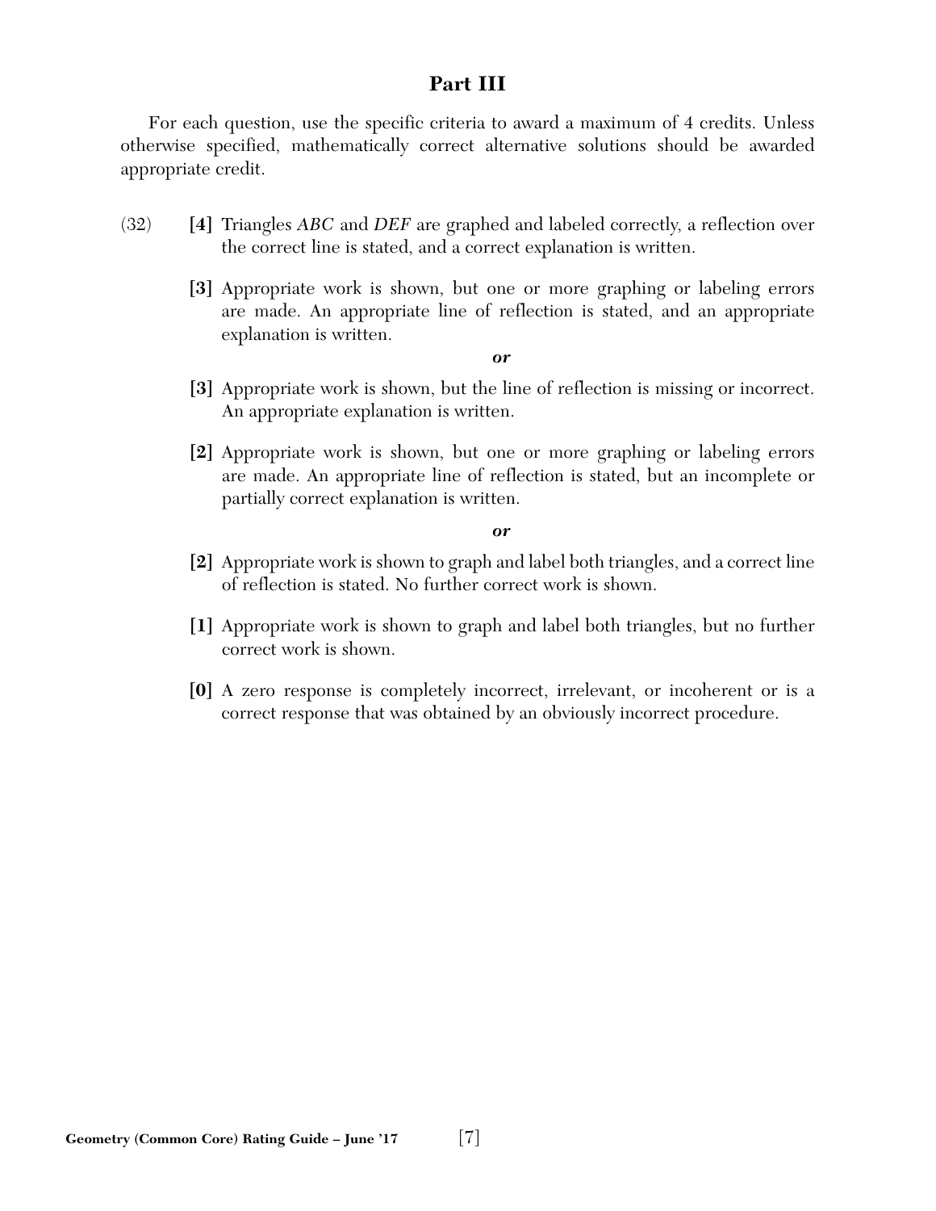## Part III

For each question, use the specific criteria to award a maximum of 4 credits. Unless otherwise specified, mathematically correct alternative solutions should be awarded appropriate credit.

(32) **[4]** Triangles *ABC* and *DEF* are graphed and labeled correctly, a reflection over the correct line is stated, and a correct explanation is written.

**[3]** Appropriate work is shown, but one or more graphing or labeling errors are made. An appropriate line of reflection is stated, and an appropriate explanation is written.

***or***

**[3]** Appropriate work is shown, but the line of reflection is missing or incorrect. An appropriate explanation is written.

**[2]** Appropriate work is shown, but one or more graphing or labeling errors are made. An appropriate line of reflection is stated, but an incomplete or partially correct explanation is written.

***or***

**[2]** Appropriate work is shown to graph and label both triangles, and a correct line of reflection is stated. No further correct work is shown.

**[1]** Appropriate work is shown to graph and label both triangles, but no further correct work is shown.

**[0]** A zero response is completely incorrect, irrelevant, or incoherent or is a correct response that was obtained by an obviously incorrect procedure.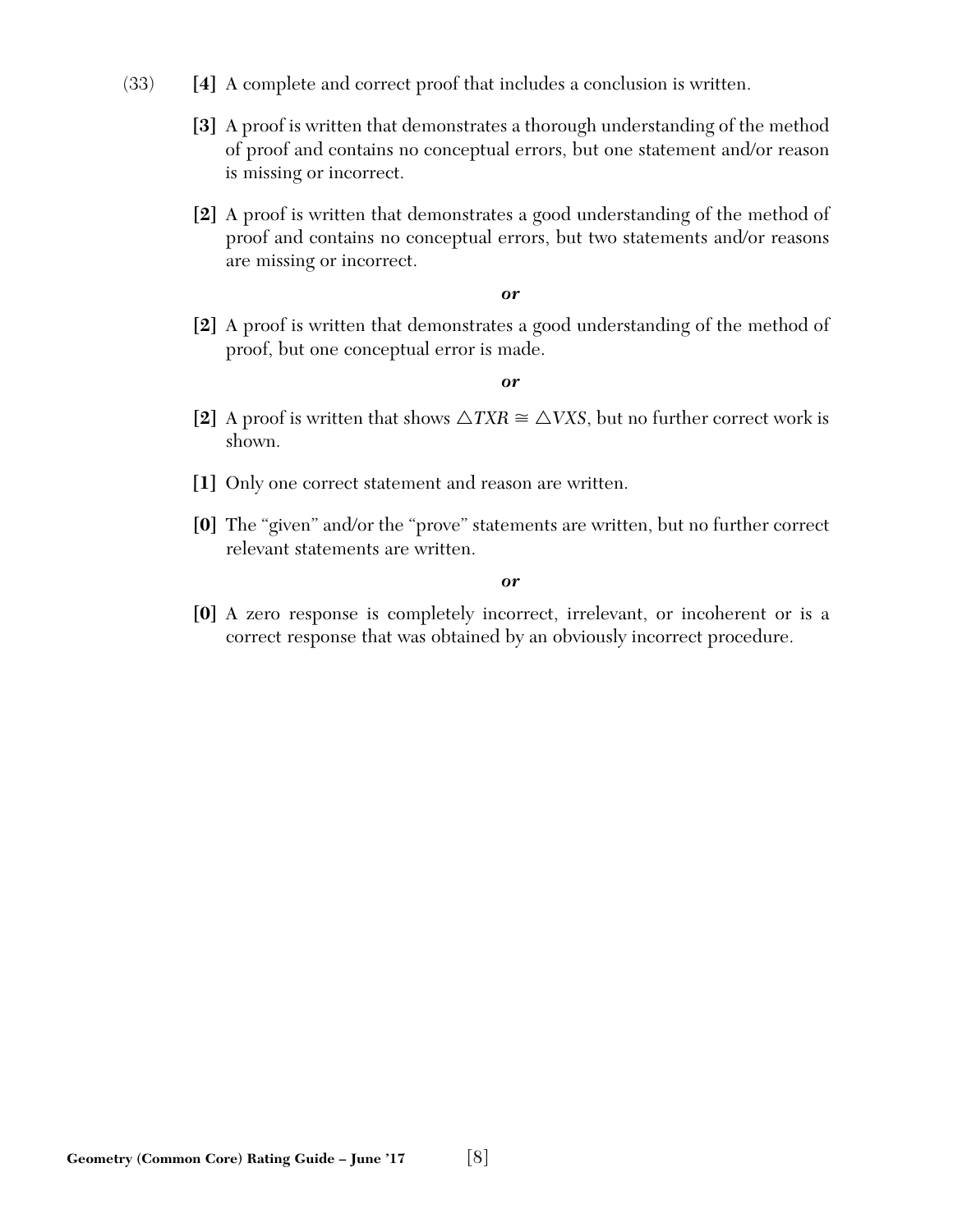(33) **[4]** A complete and correct proof that includes a conclusion is written.

**[3]** A proof is written that demonstrates a thorough understanding of the method of proof and contains no conceptual errors, but one statement and/or reason is missing or incorrect.

**[2]** A proof is written that demonstrates a good understanding of the method of proof and contains no conceptual errors, but two statements and/or reasons are missing or incorrect.

***or***

**[2]** A proof is written that demonstrates a good understanding of the method of proof, but one conceptual error is made.

***or***

**[2]** A proof is written that shows $\triangle TXR \cong \triangle VXS$, but no further correct work is shown.

**[1]** Only one correct statement and reason are written.

**[0]** The "given" and/or the "prove" statements are written, but no further correct relevant statements are written.

***or***

**[0]** A zero response is completely incorrect, irrelevant, or incoherent or is a correct response that was obtained by an obviously incorrect procedure.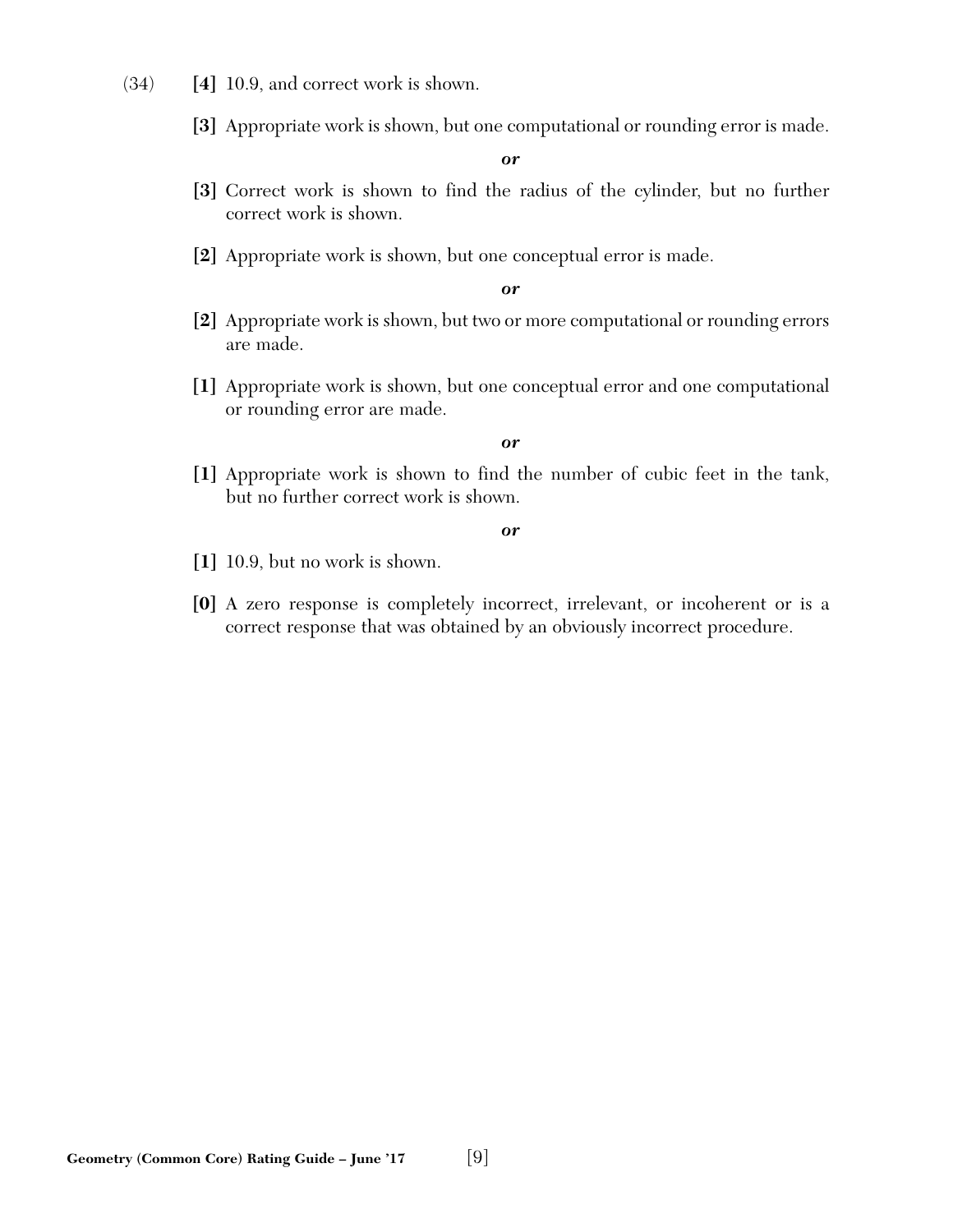(34) **[4]** 10.9, and correct work is shown.

**[3]** Appropriate work is shown, but one computational or rounding error is made.

***or***

**[3]** Correct work is shown to find the radius of the cylinder, but no further correct work is shown.

**[2]** Appropriate work is shown, but one conceptual error is made.

***or***

**[2]** Appropriate work is shown, but two or more computational or rounding errors are made.

**[1]** Appropriate work is shown, but one conceptual error and one computational or rounding error are made.

***or***

**[1]** Appropriate work is shown to find the number of cubic feet in the tank, but no further correct work is shown.

***or***

**[1]** 10.9, but no work is shown.

**[0]** A zero response is completely incorrect, irrelevant, or incoherent or is a correct response that was obtained by an obviously incorrect procedure.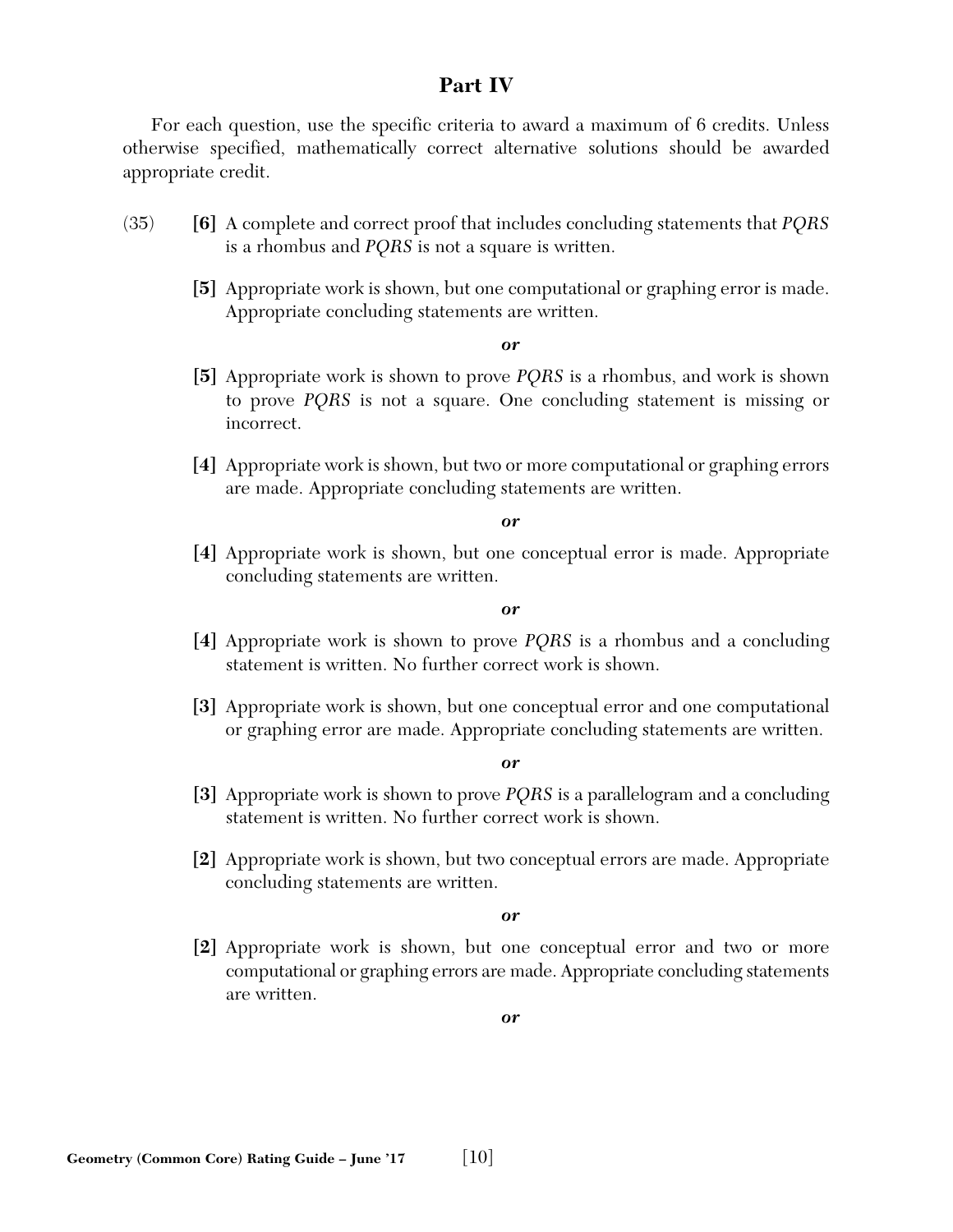## Part IV

For each question, use the specific criteria to award a maximum of 6 credits. Unless otherwise specified, mathematically correct alternative solutions should be awarded appropriate credit.

(35) **[6]** A complete and correct proof that includes concluding statements that *PQRS* is a rhombus and *PQRS* is not a square is written.

**[5]** Appropriate work is shown, but one computational or graphing error is made. Appropriate concluding statements are written.

***or***

**[5]** Appropriate work is shown to prove *PQRS* is a rhombus, and work is shown to prove *PQRS* is not a square. One concluding statement is missing or incorrect.

**[4]** Appropriate work is shown, but two or more computational or graphing errors are made. Appropriate concluding statements are written.

***or***

**[4]** Appropriate work is shown, but one conceptual error is made. Appropriate concluding statements are written.

***or***

**[4]** Appropriate work is shown to prove *PQRS* is a rhombus and a concluding statement is written. No further correct work is shown.

**[3]** Appropriate work is shown, but one conceptual error and one computational or graphing error are made. Appropriate concluding statements are written.

***or***

**[3]** Appropriate work is shown to prove *PQRS* is a parallelogram and a concluding statement is written. No further correct work is shown.

**[2]** Appropriate work is shown, but two conceptual errors are made. Appropriate concluding statements are written.

***or***

**[2]** Appropriate work is shown, but one conceptual error and two or more computational or graphing errors are made. Appropriate concluding statements are written.

***or***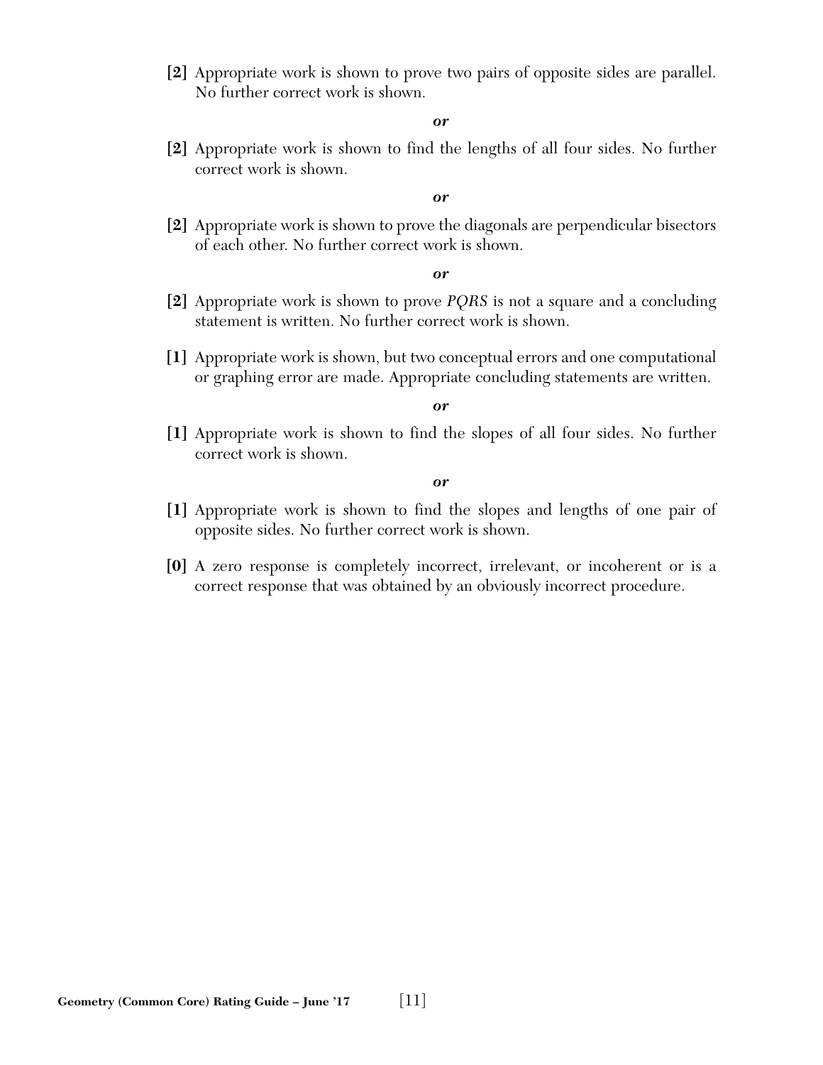**[2]** Appropriate work is shown to prove two pairs of opposite sides are parallel. No further correct work is shown.

***or***

**[2]** Appropriate work is shown to find the lengths of all four sides. No further correct work is shown.

***or***

**[2]** Appropriate work is shown to prove the diagonals are perpendicular bisectors of each other. No further correct work is shown.

***or***

**[2]** Appropriate work is shown to prove *PQRS* is not a square and a concluding statement is written. No further correct work is shown.

**[1]** Appropriate work is shown, but two conceptual errors and one computational or graphing error are made. Appropriate concluding statements are written.

***or***

**[1]** Appropriate work is shown to find the slopes of all four sides. No further correct work is shown.

***or***

**[1]** Appropriate work is shown to find the slopes and lengths of one pair of opposite sides. No further correct work is shown.

**[0]** A zero response is completely incorrect, irrelevant, or incoherent or is a correct response that was obtained by an obviously incorrect procedure.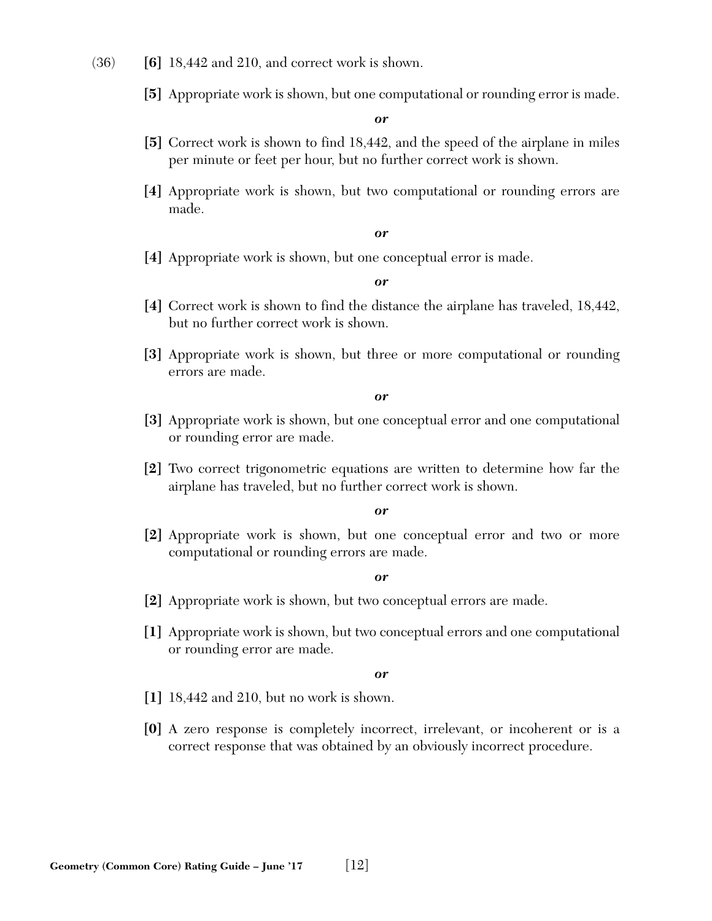(36) **[6]** 18,442 and 210, and correct work is shown.

**[5]** Appropriate work is shown, but one computational or rounding error is made.

***or***

**[5]** Correct work is shown to find 18,442, and the speed of the airplane in miles per minute or feet per hour, but no further correct work is shown.

**[4]** Appropriate work is shown, but two computational or rounding errors are made.

***or***

**[4]** Appropriate work is shown, but one conceptual error is made.

***or***

**[4]** Correct work is shown to find the distance the airplane has traveled, 18,442, but no further correct work is shown.

**[3]** Appropriate work is shown, but three or more computational or rounding errors are made.

***or***

**[3]** Appropriate work is shown, but one conceptual error and one computational or rounding error are made.

**[2]** Two correct trigonometric equations are written to determine how far the airplane has traveled, but no further correct work is shown.

***or***

**[2]** Appropriate work is shown, but one conceptual error and two or more computational or rounding errors are made.

***or***

**[2]** Appropriate work is shown, but two conceptual errors are made.

**[1]** Appropriate work is shown, but two conceptual errors and one computational or rounding error are made.

***or***

**[1]** 18,442 and 210, but no work is shown.

**[0]** A zero response is completely incorrect, irrelevant, or incoherent or is a correct response that was obtained by an obviously incorrect procedure.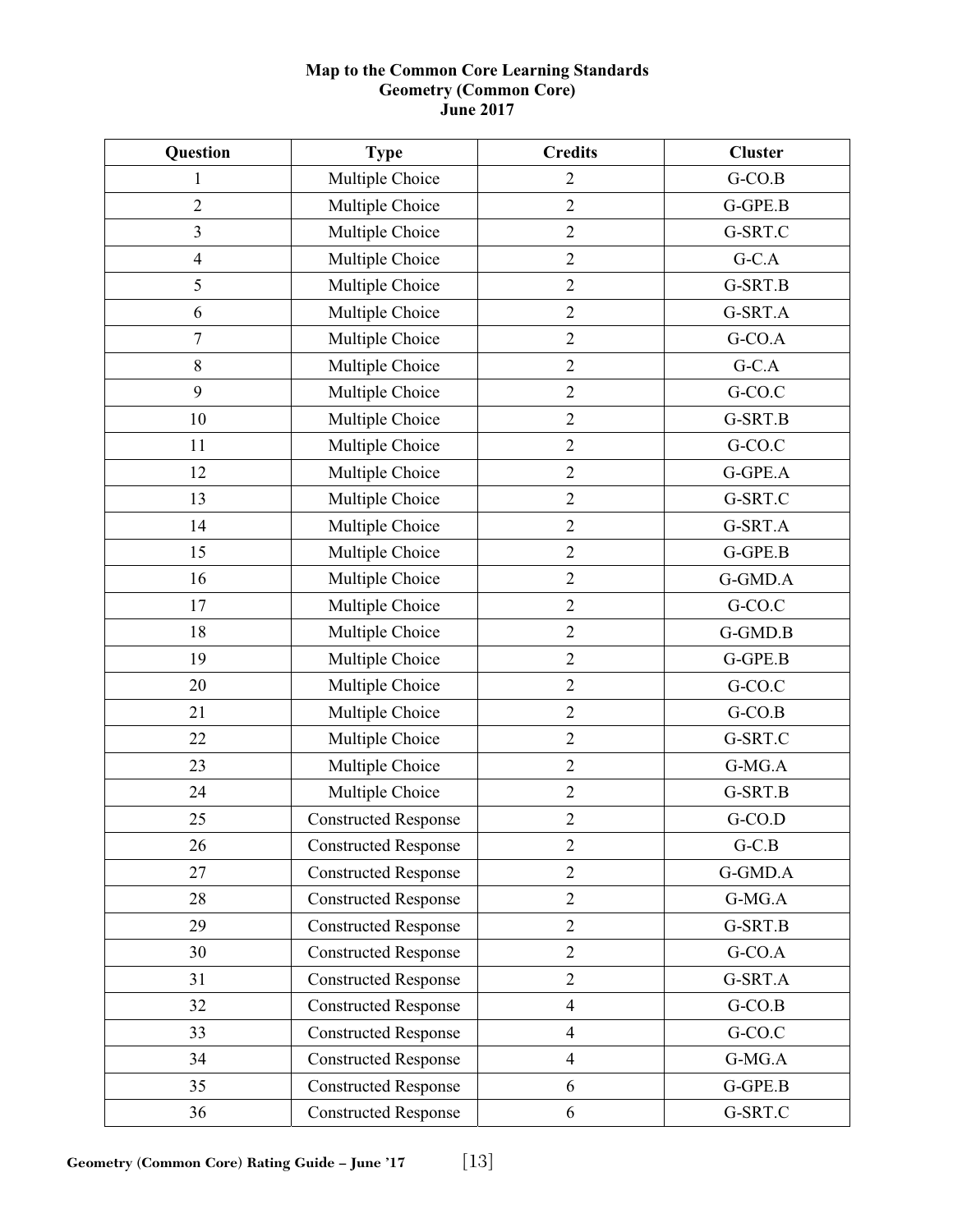**Map to the Common Core Learning Standards**
**Geometry (Common Core)**
**June 2017**

| Question | Type | Credits | Cluster |
|---|---|---|---|
| 1 | Multiple Choice | 2 | G-CO.B |
| 2 | Multiple Choice | 2 | G-GPE.B |
| 3 | Multiple Choice | 2 | G-SRT.C |
| 4 | Multiple Choice | 2 | G-C.A |
| 5 | Multiple Choice | 2 | G-SRT.B |
| 6 | Multiple Choice | 2 | G-SRT.A |
| 7 | Multiple Choice | 2 | G-CO.A |
| 8 | Multiple Choice | 2 | G-C.A |
| 9 | Multiple Choice | 2 | G-CO.C |
| 10 | Multiple Choice | 2 | G-SRT.B |
| 11 | Multiple Choice | 2 | G-CO.C |
| 12 | Multiple Choice | 2 | G-GPE.A |
| 13 | Multiple Choice | 2 | G-SRT.C |
| 14 | Multiple Choice | 2 | G-SRT.A |
| 15 | Multiple Choice | 2 | G-GPE.B |
| 16 | Multiple Choice | 2 | G-GMD.A |
| 17 | Multiple Choice | 2 | G-CO.C |
| 18 | Multiple Choice | 2 | G-GMD.B |
| 19 | Multiple Choice | 2 | G-GPE.B |
| 20 | Multiple Choice | 2 | G-CO.C |
| 21 | Multiple Choice | 2 | G-CO.B |
| 22 | Multiple Choice | 2 | G-SRT.C |
| 23 | Multiple Choice | 2 | G-MG.A |
| 24 | Multiple Choice | 2 | G-SRT.B |
| 25 | Constructed Response | 2 | G-CO.D |
| 26 | Constructed Response | 2 | G-C.B |
| 27 | Constructed Response | 2 | G-GMD.A |
| 28 | Constructed Response | 2 | G-MG.A |
| 29 | Constructed Response | 2 | G-SRT.B |
| 30 | Constructed Response | 2 | G-CO.A |
| 31 | Constructed Response | 2 | G-SRT.A |
| 32 | Constructed Response | 4 | G-CO.B |
| 33 | Constructed Response | 4 | G-CO.C |
| 34 | Constructed Response | 4 | G-MG.A |
| 35 | Constructed Response | 6 | G-GPE.B |
| 36 | Constructed Response | 6 | G-SRT.C |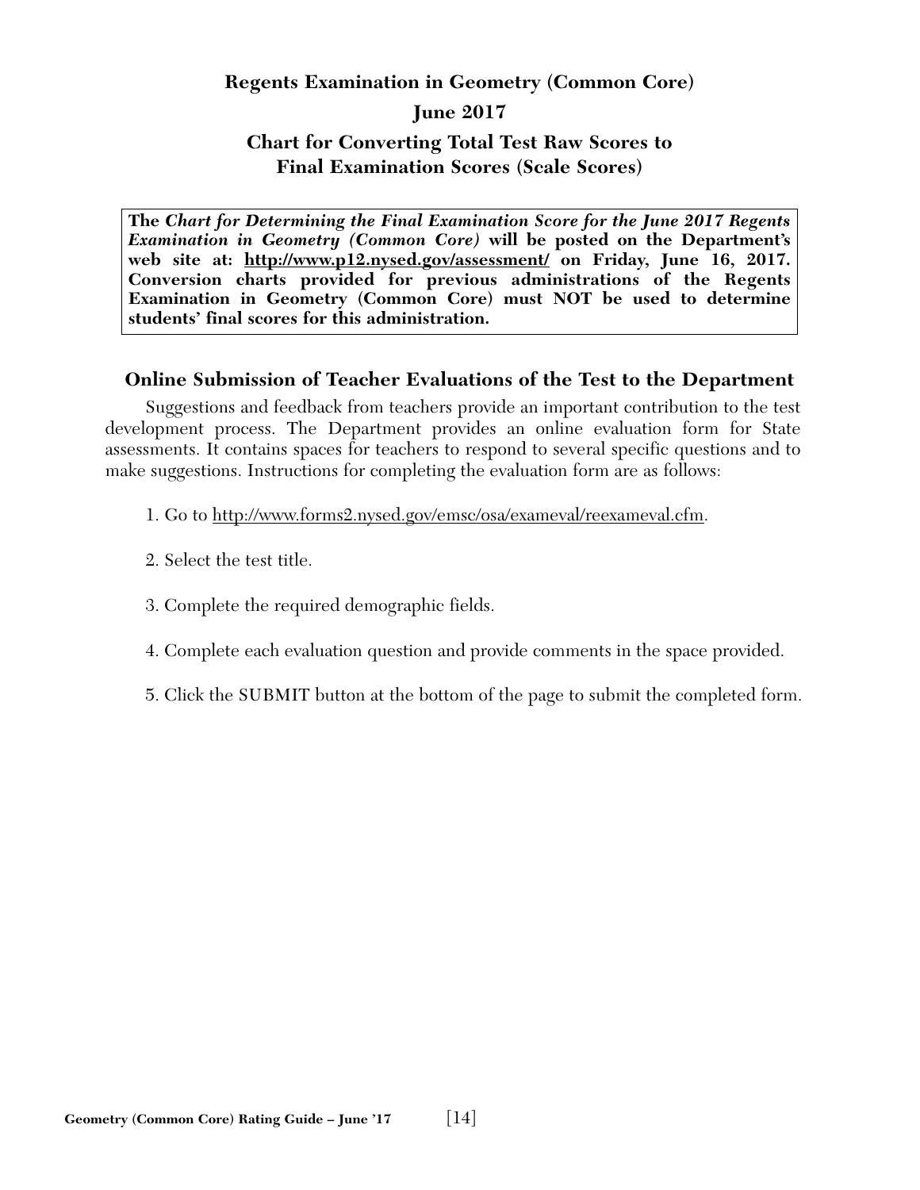# Regents Examination in Geometry (Common Core)

## June 2017

## Chart for Converting Total Test Raw Scores to Final Examination Scores (Scale Scores)

**The *Chart for Determining the Final Examination Score for the June 2017 Regents Examination in Geometry (Common Core)* will be posted on the Department's web site at: http://www.p12.nysed.gov/assessment/ on Friday, June 16, 2017. Conversion charts provided for previous administrations of the Regents Examination in Geometry (Common Core) must NOT be used to determine students' final scores for this administration.**

### Online Submission of Teacher Evaluations of the Test to the Department

Suggestions and feedback from teachers provide an important contribution to the test development process. The Department provides an online evaluation form for State assessments. It contains spaces for teachers to respond to several specific questions and to make suggestions. Instructions for completing the evaluation form are as follows:

1. Go to http://www.forms2.nysed.gov/emsc/osa/exameval/reexameval.cfm.
2. Select the test title.
3. Complete the required demographic fields.
4. Complete each evaluation question and provide comments in the space provided.
5. Click the SUBMIT button at the bottom of the page to submit the completed form.